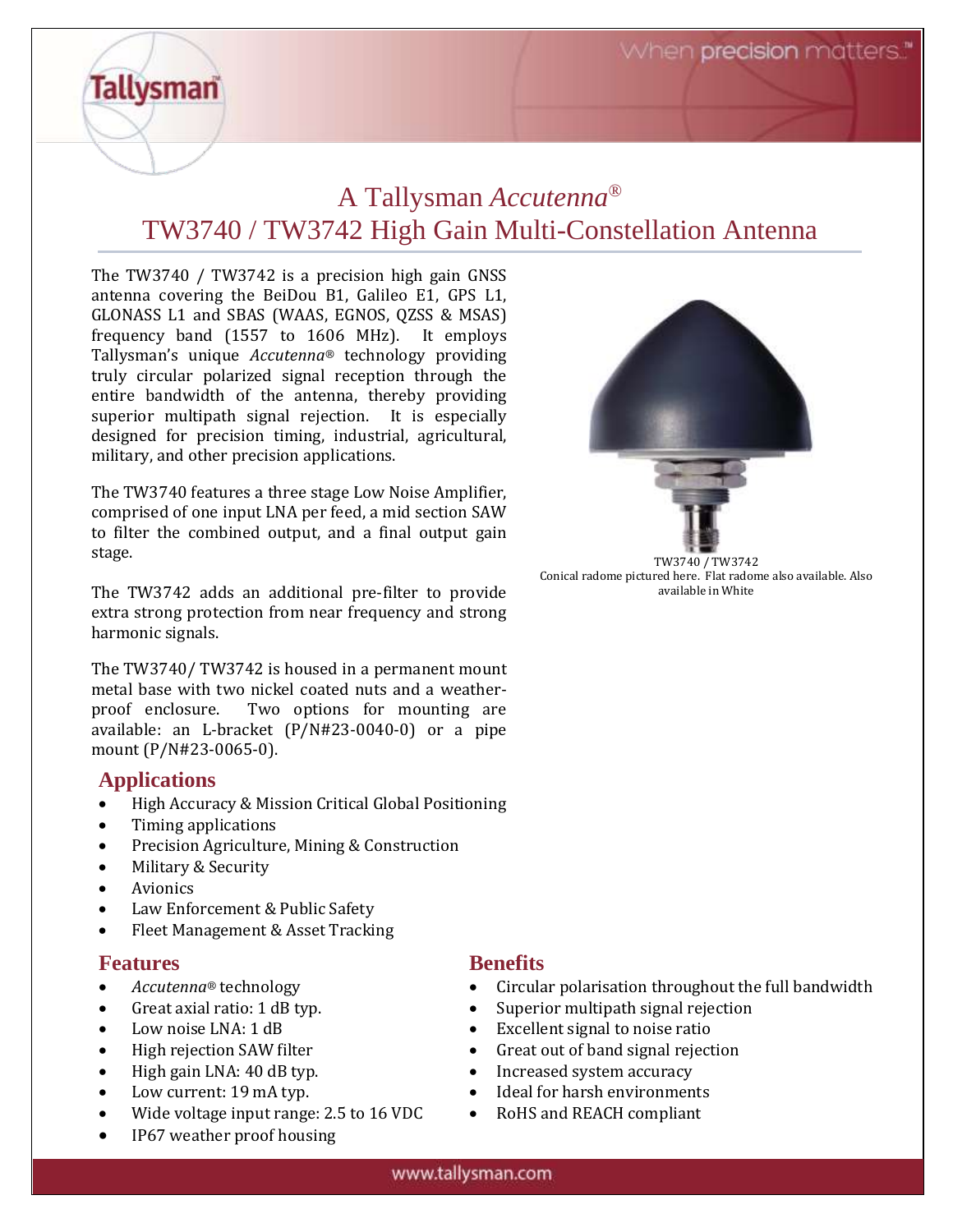# A Tallysman *Accutenna*®
# TW3740 / TW3742 High Gain Multi-Constellation Antenna

The TW3740 / TW3742 is a precision high gain GNSS antenna covering the BeiDou B1, Galileo E1, GPS L1, GLONASS L1 and SBAS (WAAS, EGNOS, QZSS & MSAS) frequency band (1557 to 1606 MHz). It employs Tallysman's unique *Accutenna*® technology providing truly circular polarized signal reception through the entire bandwidth of the antenna, thereby providing superior multipath signal rejection. It is especially designed for precision timing, industrial, agricultural, military, and other precision applications.

The TW3740 features a three stage Low Noise Amplifier, comprised of one input LNA per feed, a mid section SAW to filter the combined output, and a final output gain stage.

The TW3742 adds an additional pre-filter to provide extra strong protection from near frequency and strong harmonic signals.

The TW3740/ TW3742 is housed in a permanent mount metal base with two nickel coated nuts and a weather-proof enclosure. Two options for mounting are available: an L-bracket (P/N#23-0040-0) or a pipe mount (P/N#23-0065-0).

TW3740 / TW3742
Conical radome pictured here. Flat radome also available. Also available in White

## Applications

- High Accuracy & Mission Critical Global Positioning
- Timing applications
- Precision Agriculture, Mining & Construction
- Military & Security
- Avionics
- Law Enforcement & Public Safety
- Fleet Management & Asset Tracking

## Features

- *Accutenna*® technology
- Great axial ratio: 1 dB typ.
- Low noise LNA: 1 dB
- High rejection SAW filter
- High gain LNA: 40 dB typ.
- Low current: 19 mA typ.
- Wide voltage input range: 2.5 to 16 VDC
- IP67 weather proof housing

## Benefits

- Circular polarisation throughout the full bandwidth
- Superior multipath signal rejection
- Excellent signal to noise ratio
- Great out of band signal rejection
- Increased system accuracy
- Ideal for harsh environments
- RoHS and REACH compliant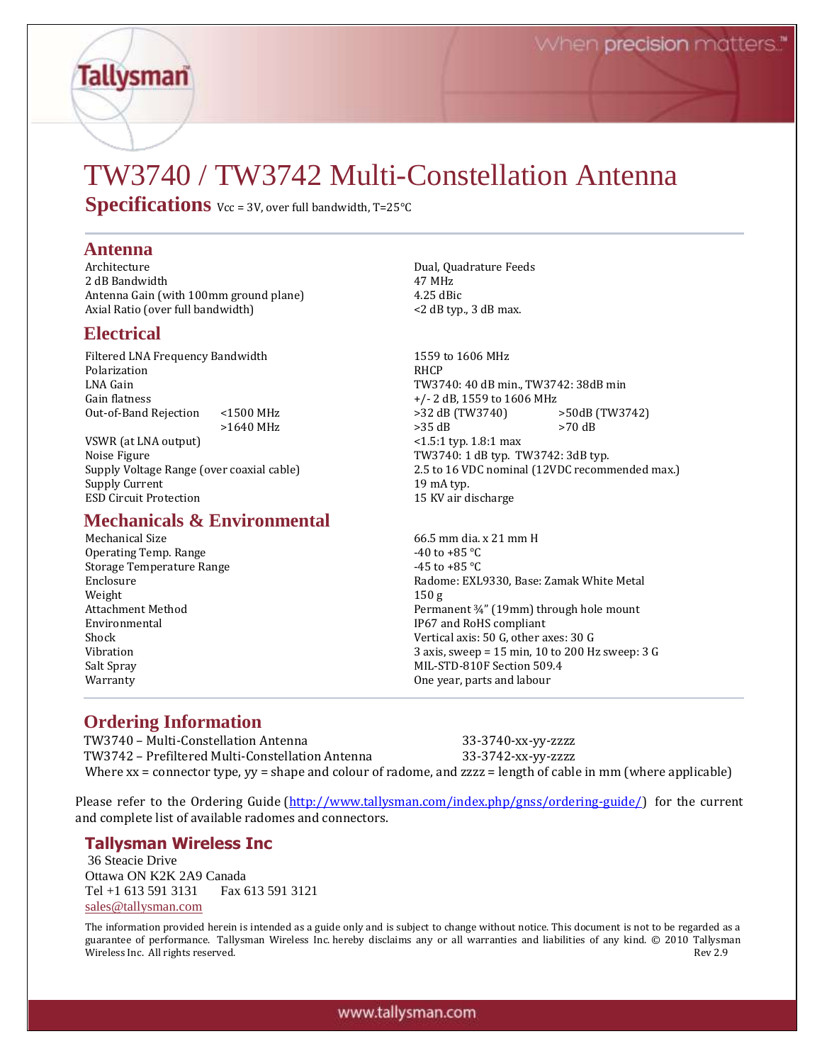# TW3740 / TW3742 Multi-Constellation Antenna

**Specifications** Vcc = 3V, over full bandwidth, T=25°C

## Antenna

| | |
|---|---|
| Architecture | Dual, Quadrature Feeds |
| 2 dB Bandwidth | 47 MHz |
| Antenna Gain (with 100mm ground plane) | 4.25 dBic |
| Axial Ratio (over full bandwidth) | <2 dB typ., 3 dB max. |

## Electrical

| | | | |
|---|---|---|---|
| Filtered LNA Frequency Bandwidth | | 1559 to 1606 MHz | |
| Polarization | | RHCP | |
| LNA Gain | | TW3740: 40 dB min., TW3742: 38dB min | |
| Gain flatness | | +/- 2 dB, 1559 to 1606 MHz | |
| Out-of-Band Rejection | <1500 MHz | >32 dB (TW3740) | >50dB (TW3742) |
| | >1640 MHz | >35 dB | >70 dB |
| VSWR (at LNA output) | | <1.5:1 typ. 1.8:1 max | |
| Noise Figure | | TW3740: 1 dB typ. TW3742: 3dB typ. | |
| Supply Voltage Range (over coaxial cable) | | 2.5 to 16 VDC nominal (12VDC recommended max.) | |
| Supply Current | | 19 mA typ. | |
| ESD Circuit Protection | | 15 KV air discharge | |

## Mechanicals & Environmental

| | |
|---|---|
| Mechanical Size | 66.5 mm dia. x 21 mm H |
| Operating Temp. Range | -40 to +85 °C |
| Storage Temperature Range | -45 to +85 °C |
| Enclosure | Radome: EXL9330, Base: Zamak White Metal |
| Weight | 150 g |
| Attachment Method | Permanent ¾" (19mm) through hole mount |
| Environmental | IP67 and RoHS compliant |
| Shock | Vertical axis: 50 G, other axes: 30 G |
| Vibration | 3 axis, sweep = 15 min, 10 to 200 Hz sweep: 3 G |
| Salt Spray | MIL-STD-810F Section 509.4 |
| Warranty | One year, parts and labour |

## Ordering Information

| | |
|---|---|
| TW3740 – Multi-Constellation Antenna | 33-3740-xx-yy-zzzz |
| TW3742 – Prefiltered Multi-Constellation Antenna | 33-3742-xx-yy-zzzz |

Where xx = connector type, yy = shape and colour of radome, and zzzz = length of cable in mm (where applicable)

Please refer to the Ordering Guide (http://www.tallysman.com/index.php/gnss/ordering-guide/) for the current and complete list of available radomes and connectors.

### Tallysman Wireless Inc

36 Steacie Drive
Ottawa ON K2K 2A9 Canada
Tel +1 613 591 3131 Fax 613 591 3121
sales@tallysman.com

The information provided herein is intended as a guide only and is subject to change without notice. This document is not to be regarded as a guarantee of performance. Tallysman Wireless Inc. hereby disclaims any or all warranties and liabilities of any kind. © 2010 Tallysman Wireless Inc. All rights reserved. Rev 2.9